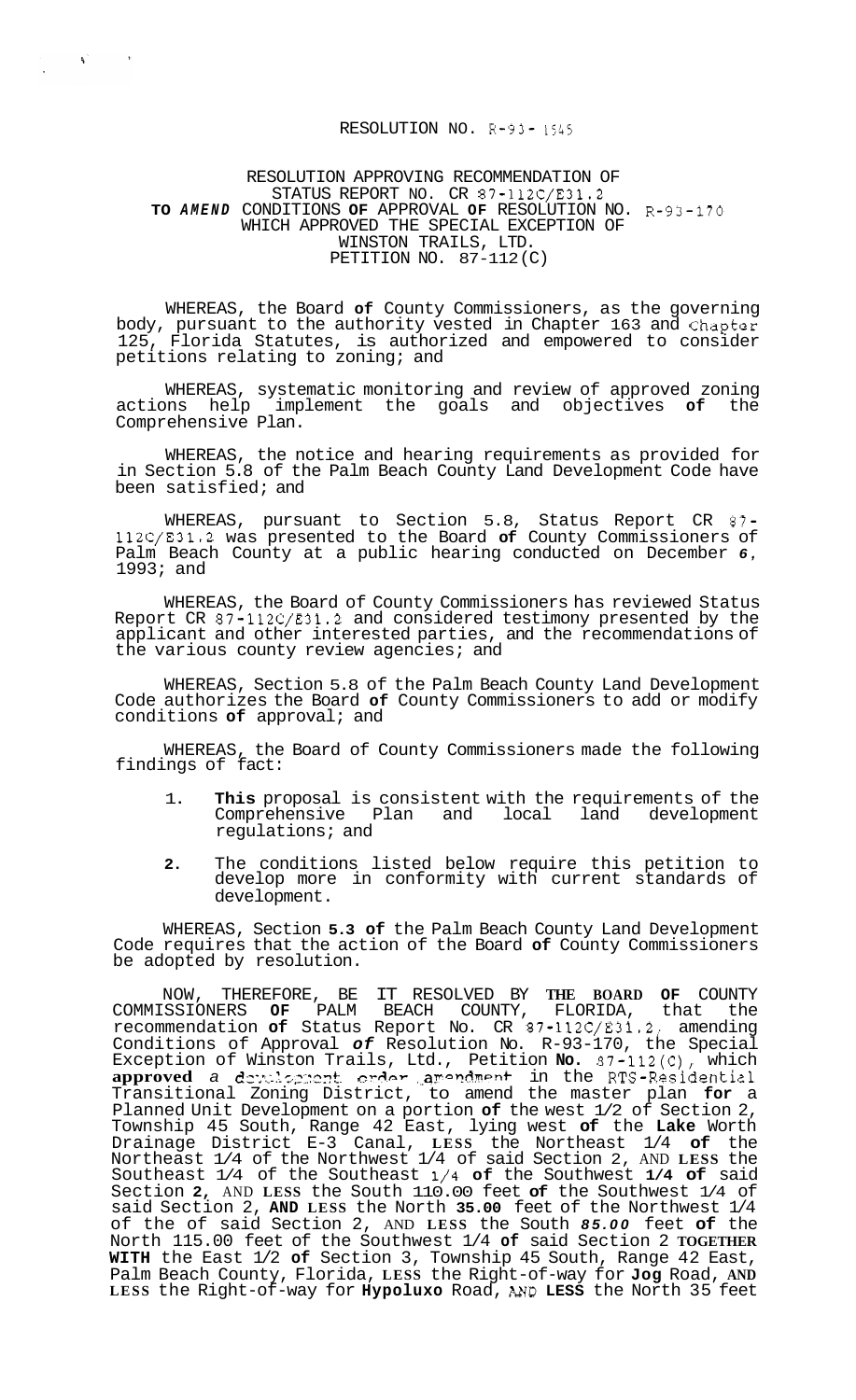RESOLUTION NO. R-93- 1545

RESOLUTION APPROVING RECOMMENDATION OF STATUS REPORT NO. CR 87-112C/E31.2 **TO *AMEND*** CONDITIONS **OF** APPROVAL **OF** RESOLUTION NO. R-93-170 WHICH APPROVED THE SPECIAL EXCEPTION OF WINSTON TRAILS, LTD. PETITION NO. 87-112(C)

WHEREAS, the Board **of** County Commissioners, as the governing body, pursuant to the authority vested in Chapter 163 and Chapter 125, Florida Statutes, is authorized and empowered to consider petitions relating to zoning; and

WHEREAS, systematic monitoring and review of approved zoning actions help implement the goals and objectives **of** the Comprehensive Plan.

WHEREAS, the notice and hearing requirements as provided for in Section 5.8 of the Palm Beach County Land Development Code have been satisfied; and

WHEREAS, pursuant to Section 5.8, Status Report CR 87-112C/E31.2 was presented to the Board **of** County Commissioners of Palm Beach County at a public hearing conducted on December *6*, 1993; and

WHEREAS, the Board of County Commissioners has reviewed Status Report CR 87-112C/E31.2 and considered testimony presented by the applicant and other interested parties, and the recommendations of the various county review agencies; and

WHEREAS, Section 5.8 of the Palm Beach County Land Development Code authorizes the Board **of** County Commissioners to add or modify conditions **of** approval; and

WHEREAS, the Board of County Commissioners made the following findings of fact:

1. **This** proposal is consistent with the requirements of the Comprehensive Plan and local land development regulations; and
2. The conditions listed below require this petition to develop more in conformity with current standards of development.

WHEREAS, Section **5.3 of** the Palm Beach County Land Development Code requires that the action of the Board **of** County Commissioners be adopted by resolution.

NOW, THEREFORE, BE IT RESOLVED BY **THE BOARD OF** COUNTY COMMISSIONERS **OF** PALM BEACH COUNTY, FLORIDA, that the recommendation **of** Status Report No. CR 87-112C/E31.2, amending Conditions of Approval *of* Resolution No. R-93-170, the Special Exception of Winston Trails, Ltd., Petition **No.** 87-112(C), which **approved** a development order amendment in the RTS-Residential Transitional Zoning District, to amend the master plan **for** a Planned Unit Development on a portion **of** the west 1/2 of Section 2, Township 45 South, Range 42 East, lying west **of** the **Lake** Worth Drainage District E-3 Canal, **LESS** the Northeast 1/4 **of** the Northeast 1/4 of the Northwest 1/4 of said Section 2, AND **LESS** the Southeast 1/4 of the Southeast 1/4 **of** the Southwest **1/4 of** said Section **2**, AND **LESS** the South 110.00 feet **of** the Southwest 1/4 of said Section 2, **AND LESS** the North **35.00** feet of the Northwest 1/4 of the of said Section 2, AND **LESS** the South *85.00* feet **of** the North 115.00 feet of the Southwest 1/4 **of** said Section 2 **TOGETHER WITH** the East 1/2 **of** Section 3, Township 45 South, Range 42 East, Palm Beach County, Florida, **LESS** the Right-of-way for **Jog** Road, **AND LESS** the Right-of-way for **Hypoluxo** Road, AND **LESS** the North 35 feet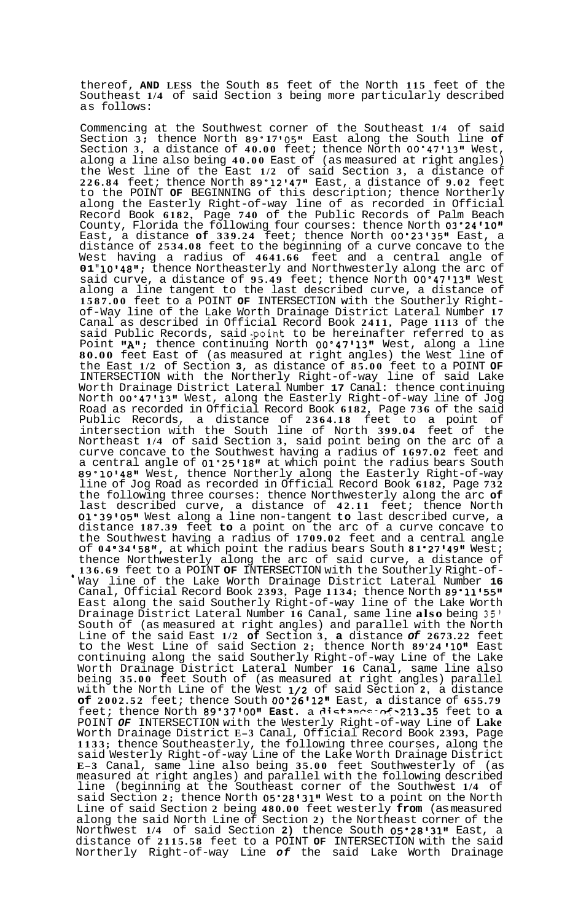thereof, **AND LESS** the South **85** feet of the North **115** feet of the Southeast **1/4** of said Section **3** being more particularly described as follows:

Commencing at the Southwest corner of the Southeast **1/4** of said Section **3**; thence North **89°17'05"** East along the South line **of** Section **3**, a distance of **40.00** feet; thence North **00°47'13"** West, along a line also being **40.00** East of (as measured at right angles) the West line of the East **1/2** of said Section **3**, a distance of **226.84** feet; thence North **89°12'47"** East, a distance of **9.02** feet to the POINT **OF** BEGINNING of this description; thence Northerly along the Easterly Right-of-way line of as recorded in Official Record Book **6182**, Page **740** of the Public Records of Palm Beach County, Florida the following four courses: thence North **03°24'10"** East, a distance **of 339.24** feet; thence North **00°23'35"** East, a distance of **2534.08** feet to the beginning of a curve concave to the West having a radius of **4641.66** feet and a central angle of **01°10'48"**; thence Northeasterly and Northwesterly along the arc of said curve, a distance of **95.49** feet; thence North **00°47'13"** West along a line tangent to the last described curve, a distance of **1587.00** feet to a POINT **OF** INTERSECTION with the Southerly Right-of-Way line of the Lake Worth Drainage District Lateral Number **17** Canal as described in Official Record Book **2411**, Page **1113** of the said Public Records, said point to be hereinafter referred to as Point **"A"**; thence continuing North **00°47'13"** West, along a line **80.00** feet East of (as measured at right angles) the West line of the East **1/2** of Section **3**, as distance of **85.00** feet to a POINT **OF** INTERSECTION with the Northerly Right-of-way line of said Lake Worth Drainage District Lateral Number **17** Canal: thence continuing North **00°47'13"** West, along the Easterly Right-of-way line of Jog Road as recorded in Official Record Book **6182**, Page **736** of the said Public Records, a distance of **2364.18** feet to a point of intersection with the South line of North **399.04** feet of the Northeast **1/4** of said Section **3**, said point being on the arc of a curve concave to the Southwest having a radius of **1697.02** feet and a central angle of **01°25'18"** at which point the radius bears South **89°10'48"** West, thence Northerly along the Easterly Right-of-way line of Jog Road as recorded in Official Record Book **6182**, Page **732** the following three courses: thence Northwesterly along the arc **of** last described curve, a distance of **42.11** feet; thence North **01°39'05"** West along a line non-tangent **to** last described curve, a distance **187.39** feet **to** a point on the arc of a curve concave to the Southwest having a radius of **1709.02** feet and a central angle of **04°34'58"**, at which point the radius bears South **81°27'49"** West; thence Northwesterly along the arc of said curve, a distance of **136.69** feet to a POINT **OF** INTERSECTION with the Southerly Right-of-Way line of the Lake Worth Drainage District Lateral Number **16** Canal, Official Record Book **2393**, Page **1134**; thence North **89°11'55"** East along the said Southerly Right-of-way line of the Lake Worth Drainage District Lateral Number **16** Canal, same line **also** being 35' South of (as measured at right angles) and parallel with the North Line of the said East **1/2 of** Section **3**, **a** distance ***of*** **2673.22** feet to the West Line of said Section **2**; thence North **89°24'10"** East continuing along the said Southerly Right-of-way Line of the Lake Worth Drainage District Lateral Number **16** Canal, same line also being **35.00** feet South of (as measured at right angles) parallel with the North Line of the West **1/2** of said Section **2**, a distance **of 2002.52** feet; thence South **00°26'12"** East, **a** distance of **655.79** feet; thence North **89°37'00" East**, a distance of **213.35** feet to **a** POINT ***OF*** INTERSECTION with the Westerly Right-of-way Line of **Lake** Worth Drainage District **E-3** Canal, Official Record Book **2393**, Page **1133**; thence Southeasterly, the following three courses, along the said Westerly Right-of-way Line of the Lake Worth Drainage District **E-3** Canal, same line also being **35.00** feet Southwesterly of (as measured at right angles) and parallel with the following described line (beginning at the Southeast corner of the Southwest **1/4** of said Section **2**; thence North **05°28'31"** West to a point on the North Line of said Section **2** being **480.00** feet westerly **from** (as measured along the said North Line of Section **2)** the Northeast corner of the Northwest **1/4** of said Section **2)** thence South **05°28'31"** East, a distance of **2115.58** feet to a POINT **OF** INTERSECTION with the said Northerly Right-of-way Line ***of*** the said Lake Worth Drainage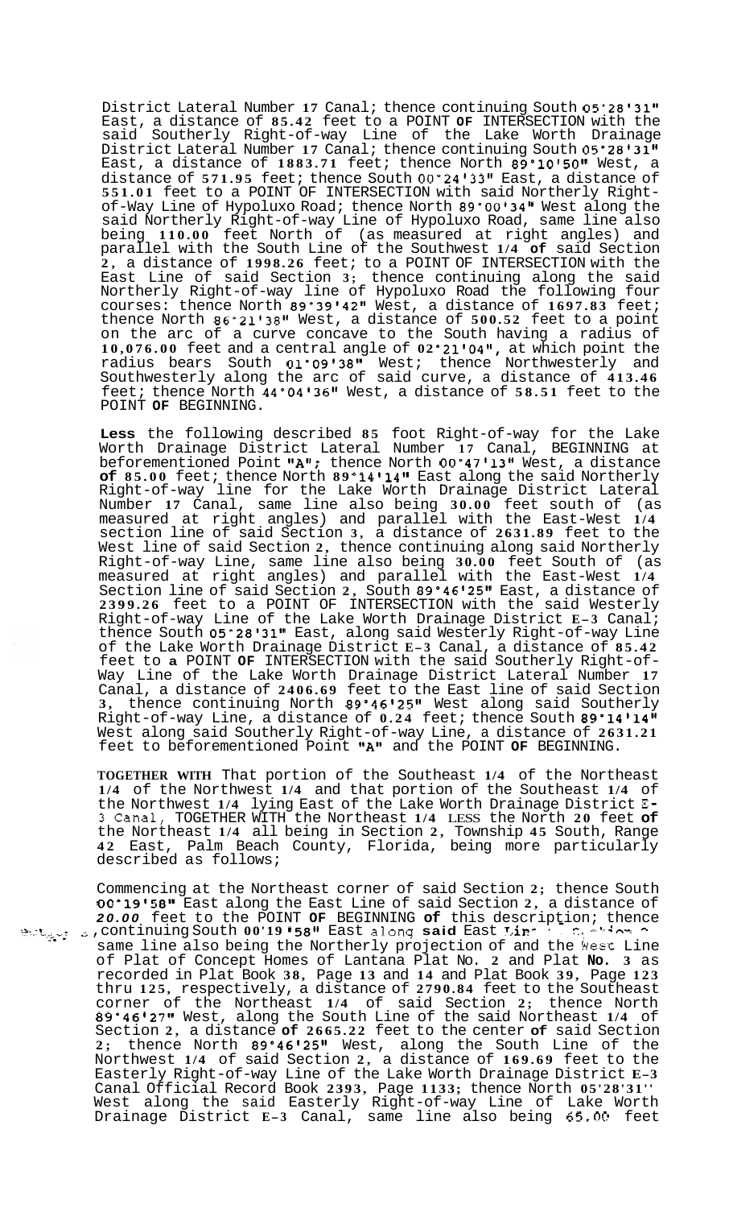District Lateral Number 17 Canal; thence continuing South 05°28'31" East, a distance of 85.42 feet to a POINT OF INTERSECTION with the said Southerly Right-of-way Line of the Lake Worth Drainage District Lateral Number 17 Canal; thence continuing South 05°28'31" East, a distance of 1883.71 feet; thence North 89°10'50" West, a distance of 571.95 feet; thence South 00°24'33" East, a distance of 551.01 feet to a POINT OF INTERSECTION with said Northerly Right-of-Way Line of Hypoluxo Road; thence North 89°00'34" West along the said Northerly Right-of-way Line of Hypoluxo Road, same line also being 110.00 feet North of (as measured at right angles) and parallel with the South Line of the Southwest 1/4 of said Section 2, a distance of 1998.26 feet; to a POINT OF INTERSECTION with the East Line of said Section 3; thence continuing along the said Northerly Right-of-way line of Hypoluxo Road the following four courses: thence North 89°39'42" West, a distance of 1697.83 feet; thence North 86°21'38" West, a distance of 500.52 feet to a point on the arc of a curve concave to the South having a radius of 10,076.00 feet and a central angle of 02°21'04", at which point the radius bears South 01°09'38" West; thence Northwesterly and Southwesterly along the arc of said curve, a distance of 413.46 feet; thence North 44°04'36" West, a distance of 58.51 feet to the POINT OF BEGINNING.

**Less** the following described 85 foot Right-of-way for the Lake Worth Drainage District Lateral Number 17 Canal, BEGINNING at beforementioned Point "A"; thence North 00°47'13" West, a distance of 85.00 feet; thence North 89°14'14" East along the said Northerly Right-of-way line for the Lake Worth Drainage District Lateral Number 17 Canal, same line also being 30.00 feet south of (as measured at right angles) and parallel with the East-West 1/4 section line of said Section 3, a distance of 2631.89 feet to the West line of said Section 2, thence continuing along said Northerly Right-of-way Line, same line also being 30.00 feet South of (as measured at right angles) and parallel with the East-West 1/4 Section line of said Section 2, South 89°46'25" East, a distance of 2399.26 feet to a POINT OF INTERSECTION with the said Westerly Right-of-way Line of the Lake Worth Drainage District E-3 Canal; thence South 05°28'31" East, along said Westerly Right-of-way Line of the Lake Worth Drainage District E-3 Canal, a distance of 85.42 feet to a POINT OF INTERSECTION with the said Southerly Right-of-Way Line of the Lake Worth Drainage District Lateral Number 17 Canal, a distance of 2406.69 feet to the East line of said Section 3, thence continuing North 89°46'25" West along said Southerly Right-of-way Line, a distance of 0.24 feet; thence South 89°14'14" West along said Southerly Right-of-way Line, a distance of 2631.21 feet to beforementioned Point "A" and the POINT OF BEGINNING.

**TOGETHER WITH** That portion of the Southeast 1/4 of the Northeast 1/4 of the Northwest 1/4 and that portion of the Southeast 1/4 of the Northwest 1/4 lying East of the Lake Worth Drainage District E-3 Canal, TOGETHER WITH the Northeast 1/4 LESS the North 20 feet of the Northeast 1/4 all being in Section 2, Township 45 South, Range 42 East, Palm Beach County, Florida, being more particularly described as follows;

Commencing at the Northeast corner of said Section 2; thence South 00°19'58" East along the East Line of said Section 2, a distance of *20.00* feet to the POINT OF BEGINNING of this description; thence continuing South 00°19'58" East along said East Line of said Section 2, same line also being the Northerly projection of and the West Line of Plat of Concept Homes of Lantana Plat No. 2 and Plat No. 3 as recorded in Plat Book 38, Page 13 and 14 and Plat Book 39, Page 123 thru 125, respectively, a distance of 2790.84 feet to the Southeast corner of the Northeast 1/4 of said Section 2; thence North 89°46'27" West, along the South Line of the said Northeast 1/4 of Section 2, a distance of 2665.22 feet to the center of said Section 2; thence North 89°46'25" West, along the South Line of the Northwest 1/4 of said Section 2, a distance of 169.69 feet to the Easterly Right-of-way Line of the Lake Worth Drainage District E-3 Canal Official Record Book 2393, Page 1133; thence North 05°28'31" West along the said Easterly Right-of-way Line of Lake Worth Drainage District E-3 Canal, same line also being 65.00 feet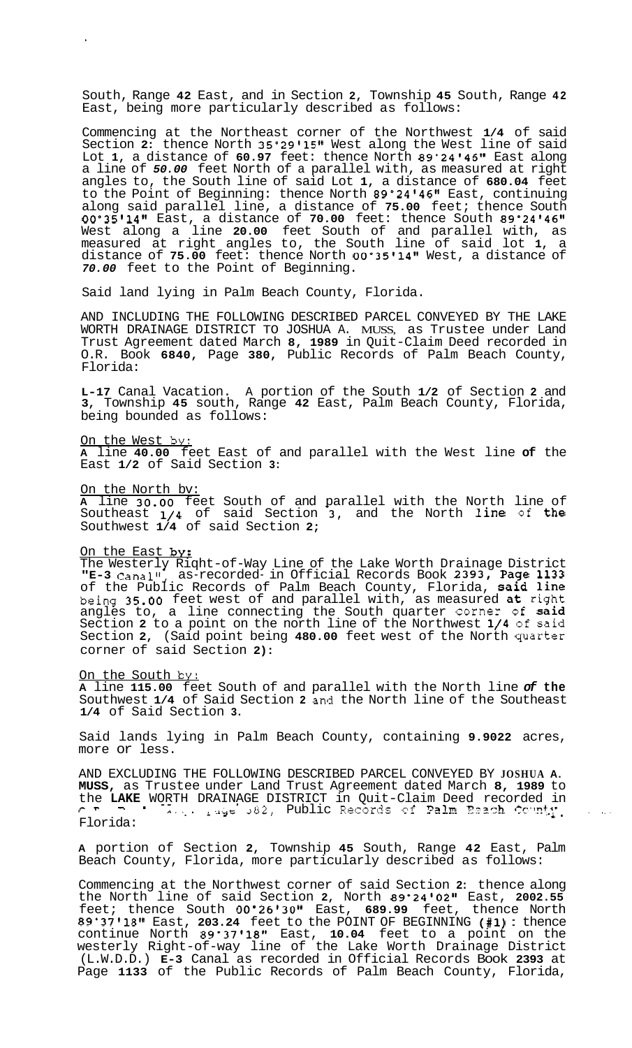South, Range **42** East, and in Section **2**, Township **45** South, Range **42** East, being more particularly described as follows:

Commencing at the Northeast corner of the Northwest **1/4** of said Section **2**: thence North 35°29'15" West along the West line of said Lot **1**, a distance of **60.97** feet: thence North 89°24'46" East along a line of ***50.00*** feet North of a parallel with, as measured at right angles to, the South line of said Lot **1**, a distance of **680.04** feet to the Point of Beginning: thence North 89°24'46" East, continuing along said parallel line, a distance of **75.00** feet; thence South 00°35'14" East, a distance of **70.00** feet: thence South 89°24'46" West along a line **20.00** feet South of and parallel with, as measured at right angles to, the South line of said lot **1**, a distance of **75.00** feet: thence North 00°35'14" West, a distance of ***70.00*** feet to the Point of Beginning.

Said land lying in Palm Beach County, Florida.

AND INCLUDING THE FOLLOWING DESCRIBED PARCEL CONVEYED BY THE LAKE WORTH DRAINAGE DISTRICT TO JOSHUA A. MUSS, as Trustee under Land Trust Agreement dated March **8, 1989** in Quit-Claim Deed recorded in O.R. Book **6840**, Page **380**, Public Records of Palm Beach County, Florida:

**L-17** Canal Vacation. A portion of the South **1/2** of Section **2** and **3**, Township **45** south, Range **42** East, Palm Beach County, Florida, being bounded as follows:

On the West by:
**A** line **40.00** feet East of and parallel with the West line **of** the East **1/2** of Said Section **3**:

On the North by:
**A** line 30.00 feet South of and parallel with the North line of Southeast 1/4 of said Section 3, and the North **line** of **the** Southwest **1/4** of said Section **2**;

On the East **by:**
The Westerly Right-of-Way Line of the Lake Worth Drainage District **"E-3** Canal", as-recorded in Official Records Book **2393**, **Page 1133** of the Public Records of Palm Beach County, Florida, **said line** being **35.00** feet west of and parallel with, as measured **at** right angles to, a line connecting the South quarter corner of **said** Section **2** to a point on the north line of the Northwest **1/4** of said Section **2**, (Said point being **480.00** feet west of the North quarter corner of said Section **2)**:

On the South by:
**A** line **115.00** feet South of and parallel with the North line ***of* the** Southwest **1/4** of Said Section **2** and the North line of the Southeast **1/4** of Said Section **3**.

Said lands lying in Palm Beach County, containing **9.9022** acres, more or less.

AND EXCLUDING THE FOLLOWING DESCRIBED PARCEL CONVEYED BY **JOSHUA A. MUSS**, as Trustee under Land Trust Agreement dated March **8, 1989** to the **LAKE** WORTH DRAINAGE DISTRICT in Quit-Claim Deed recorded in O.R. Book ..., Page 382, Public Records of Palm Beach County, Florida:

**A** portion of Section **2**, Township **45** South, Range **42** East, Palm Beach County, Florida, more particularly described as follows:

Commencing at the Northwest corner of said Section **2**: thence along the North line of said Section **2**, North 89°24'02" East, **2002.55** feet; thence South 00°26'30" East, **689.99** feet, thence North 89°37'18" East, **203.24** feet to the POINT OF BEGINNING **(#1)**: thence continue North 89°37'18" East, **10.04** feet to a point on the westerly Right-of-way line of the Lake Worth Drainage District (L.W.D.D.) **E-3** Canal as recorded in Official Records Book **2393** at Page **1133** of the Public Records of Palm Beach County, Florida,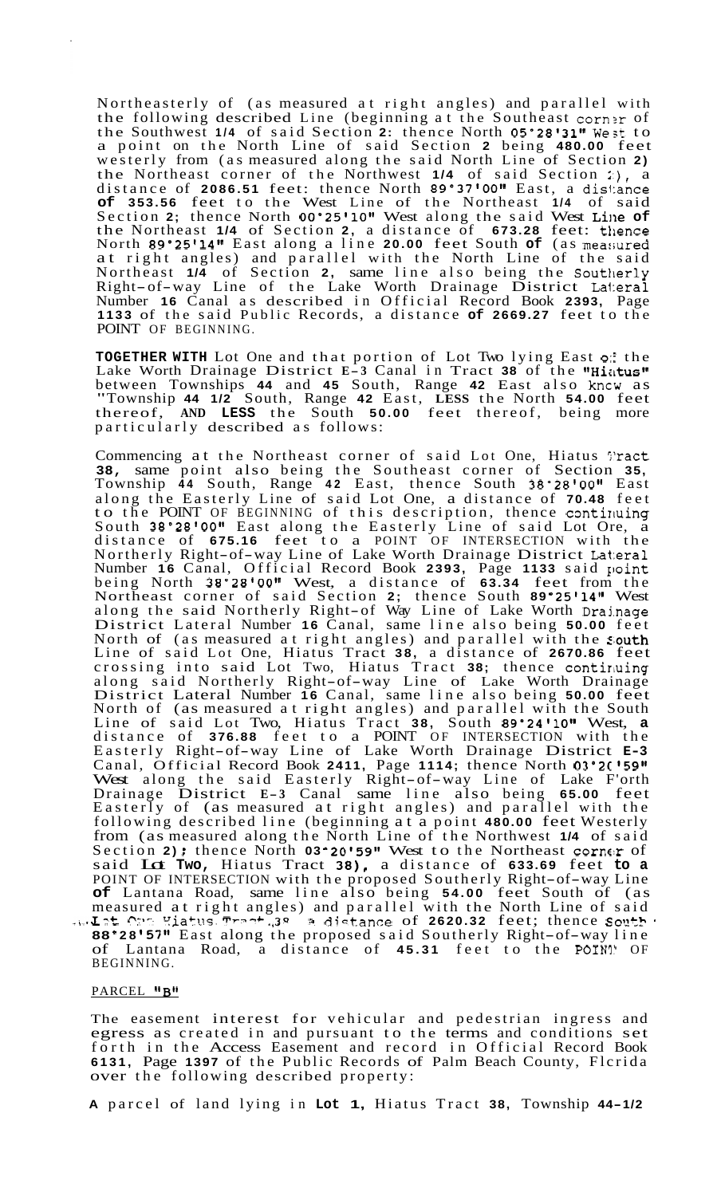Northeasterly of (as measured at right angles) and parallel with the following described Line (beginning at the Southeast corner of the Southwest 1/4 of said Section 2: thence North 05°28'31" West to a point on the North Line of said Section 2 being 480.00 feet westerly from (as measured along the said North Line of Section 2) the Northeast corner of the Northwest 1/4 of said Section 2), a distance of 2086.51 feet: thence North 89°37'00" East, a distance of 353.56 feet to the West Line of the Northeast 1/4 of said Section 2; thence North 00°25'10" West along the said West Line of the Northeast 1/4 of Section 2, a distance of 673.28 feet: thence North 89°25'14" East along a line 20.00 feet South of (as measured at right angles) and parallel with the North Line of the said Northeast 1/4 of Section 2, same line also being the Southerly Right-of-way Line of the Lake Worth Drainage District Lateral Number 16 Canal as described in Official Record Book 2393, Page 1133 of the said Public Records, a distance of 2669.27 feet to the POINT OF BEGINNING.

**TOGETHER WITH** Lot One and that portion of Lot Two lying East of the Lake Worth Drainage District E-3 Canal in Tract 38 of the "Hiatus" between Townships 44 and 45 South, Range 42 East also knew as "Township 44 1/2 South, Range 42 East, **LESS** the North 54.00 feet thereof, **AND LESS** the South 50.00 feet thereof, being more particularly described as follows:

Commencing at the Northeast corner of said Lot One, Hiatus Tract 38, same point also being the Southeast corner of Section 35, Township 44 South, Range 42 East, thence South 38°28'00" East along the Easterly Line of said Lot One, a distance of 70.48 feet to the POINT OF BEGINNING of this description, thence continuing South 38°28'00" East along the Easterly Line of said Lot Ore, a distance of 675.16 feet to a POINT OF INTERSECTION with the Northerly Right-of-way Line of Lake Worth Drainage District Lateral Number 16 Canal, Official Record Book 2393, Page 1133 said point being North 38°28'00" West, a distance of 63.34 feet from the Northeast corner of said Section 2; thence South 89°25'14" West along the said Northerly Right-of Way Line of Lake Worth Drainage District Lateral Number 16 Canal, same line also being 50.00 feet North of (as measured at right angles) and parallel with the South Line of said Lot One, Hiatus Tract 38, a distance of 2670.86 feet crossing into said Lot Two, Hiatus Tract 38; thence continuing along said Northerly Right-of-way Line of Lake Worth Drainage District Lateral Number 16 Canal, same line also being 50.00 feet North of (as measured at right angles) and parallel with the South Line of said Lot Two, Hiatus Tract 38, South 89°24'10" West, a distance of 376.88 feet to a POINT OF INTERSECTION with the Easterly Right-of-way Line of Lake Worth Drainage District E-3 Canal, Official Record Book 2411, Page 1114; thence North 03°20'59" West along the said Easterly Right-of-way Line of Lake F'orth Drainage District E-3 Canal same line also being 65.00 feet Easterly of (as measured at right angles) and parallel with the following described line (beginning at a point 480.00 feet Westerly from (as measured along the North Line of the Northwest 1/4 of said Section 2); thence North 03°20'59" West to the Northeast corner of said Lot Two, Hiatus Tract 38), a distance of 633.69 feet to a POINT OF INTERSECTION with the proposed Southerly Right-of-way Line of Lantana Road, same line also being 54.00 feet South of (as measured at right angles) and parallel with the North Line of said Lot One Hiatus Tract 38 a distance of 2620.32 feet; thence South 88°28'57" East along the proposed said Southerly Right-of-way line of Lantana Road, a distance of 45.31 feet to the POINT OF BEGINNING.

PARCEL "B"

The easement interest for vehicular and pedestrian ingress and egress as created in and pursuant to the terms and conditions set forth in the Access Easement and record in Official Record Book 6131, Page 1397 of the Public Records of Palm Beach County, Florida over the following described property:

A parcel of land lying in **Lot 1,** Hiatus Tract 38, Township 44-1/2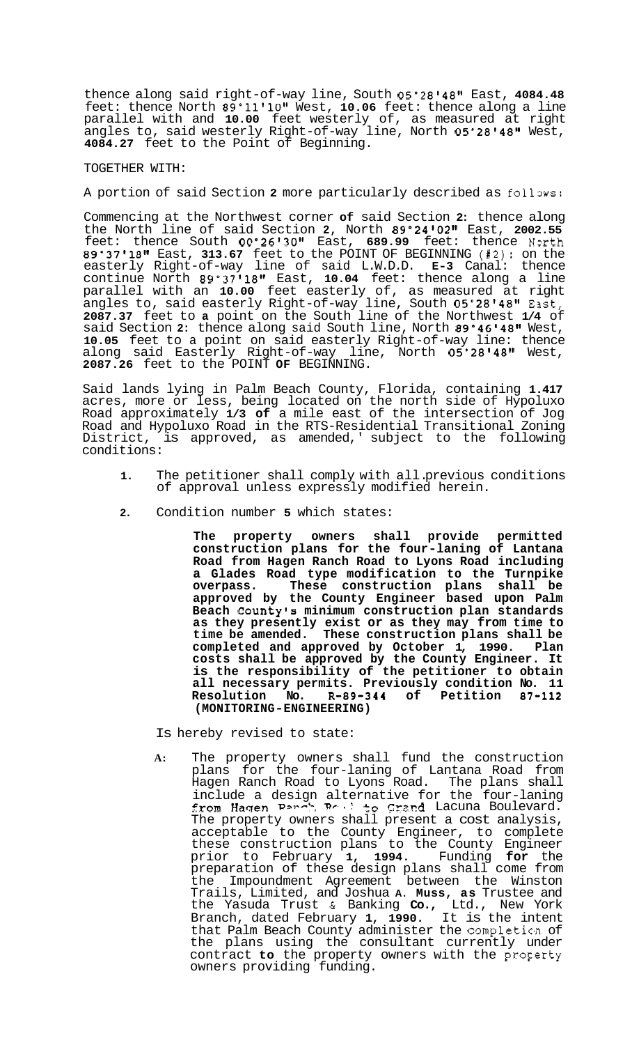thence along said right-of-way line, South 05°28'48" East, **4084.48** feet: thence North 89°11'10" West, **10.06** feet: thence along a line parallel with and **10.00** feet westerly of, as measured at right angles to, said westerly Right-of-way line, North 05°28'48" West, **4084.27** feet to the Point of Beginning.

TOGETHER WITH:

A portion of said Section **2** more particularly described as follows:

Commencing at the Northwest corner **of** said Section **2**: thence along the North line of said Section **2**, North **89°24'02"** East, **2002.55** feet: thence South **00°26'30"** East, **689.99** feet: thence North **89°37'18"** East, **313.67** feet to the POINT OF BEGINNING (#2): on the easterly Right-of-way line of said L.W.D.D. **E-3** Canal: thence continue North 89°37'18" East, **10.04** feet: thence along a line parallel with an **10.00** feet easterly of, as measured at right angles to, said easterly Right-of-way line, South 05°28'48" East, **2087.37** feet to **a** point on the South line of the Northwest **1/4** of said Section **2**: thence along said South line, North **89°46'48"** West, **10.05** feet to a point on said easterly Right-of-way line: thence along said Easterly Right-of-way line, North **05'28'48"** West, **2087.26** feet to the POINT **OF** BEGINNING.

Said lands lying in Palm Beach County, Florida, containing **1.417** acres, more or less, being located on the north side of Hypoluxo Road approximately **1/3 of** a mile east of the intersection of Jog Road and Hypoluxo Road in the RTS-Residential Transitional Zoning District, is approved, as amended,' subject to the following conditions:

1. The petitioner shall comply with all previous conditions of approval unless expressly modified herein.

2. Condition number **5** which states:

> **The property owners shall provide permitted construction plans for the four-laning of Lantana Road from Hagen Ranch Road to Lyons Road including a Glades Road type modification to the Turnpike overpass. These construction plans shall be approved by the County Engineer based upon Palm Beach County's minimum construction plan standards as they presently exist or as they may from time to time be amended. These construction plans shall be completed and approved by October 1, 1990. Plan costs shall be approved by the County Engineer. It is the responsibility of the petitioner to obtain all necessary permits. Previously condition No. 11 Resolution No. R-89-344 of Petition 87-112 (MONITORING-ENGINEERING)**

Is hereby revised to state:

A: The property owners shall fund the construction plans for the four-laning of Lantana Road from Hagen Ranch Road to Lyons Road. The plans shall include a design alternative for the four-laning from Hagen Ranch Road to Grand Lacuna Boulevard. The property owners shall present a cost analysis, acceptable to the County Engineer, to complete these construction plans to the County Engineer prior to February **1, 1994.** Funding **for** the preparation of these design plans shall come from the Impoundment Agreement between the Winston Trails, Limited, and Joshua **A. Muss, as** Trustee and the Yasuda Trust & Banking **Co.,** Ltd., New York Branch, dated February **1, 1990.** It is the intent that Palm Beach County administer the completion of the plans using the consultant currently under contract **to** the property owners with the property owners providing funding.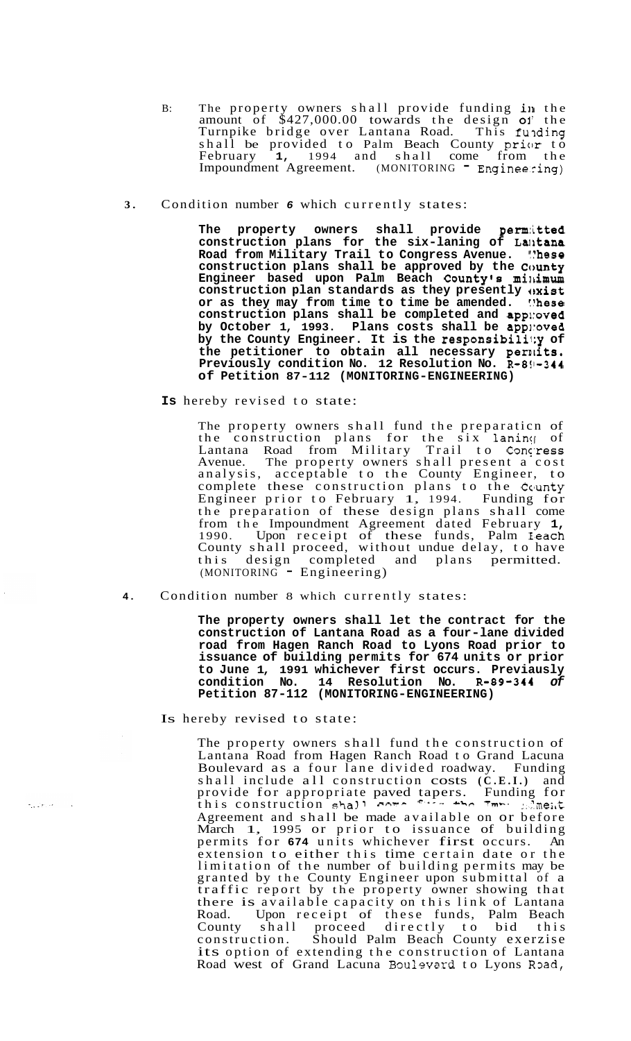B: The property owners shall provide funding in the amount of $427,000.00 towards the design of the Turnpike bridge over Lantana Road. This funding shall be provided to Palm Beach County prior to February 1, 1994 and shall come from the Impoundment Agreement. (MONITORING - Engineering)

3. Condition number *6* which currently states:

> **The property owners shall provide permitted construction plans for the six-laning of Lantana Road from Military Trail to Congress Avenue. These construction plans shall be approved by the County Engineer based upon Palm Beach County's minimum construction plan standards as they presently exist or as they may from time to time be amended. These construction plans shall be completed and approved by October 1, 1993. Plans costs shall be approved by the County Engineer. It is the responsibility of the petitioner to obtain all necessary permits. Previously condition No. 12 Resolution No. R-89-344 of Petition 87-112 (MONITORING-ENGINEERING)**

**Is** hereby revised to state:

> The property owners shall fund the preparation of the construction plans for the six laning of Lantana Road from Military Trail to Congress Avenue. The property owners shall present a cost analysis, acceptable to the County Engineer, to complete these construction plans to the County Engineer prior to February 1, 1994. Funding for the preparation of these design plans shall come from the Impoundment Agreement dated February 1, 1990. Upon receipt of these funds, Palm Beach County shall proceed, without undue delay, to have this design completed and plans permitted. (MONITORING - Engineering)

4. Condition number 8 which currently states:

> **The property owners shall let the contract for the construction of Lantana Road as a four-lane divided road from Hagen Ranch Road to Lyons Road prior to issuance of building permits for 674 units or prior to June 1, 1991 whichever first occurs. Previausly condition No. 14 Resolution No. R-89-344 *of* Petition 87-112 (MONITORING-ENGINEERING)**

Is hereby revised to state:

> The property owners shall fund the construction of Lantana Road from Hagen Ranch Road to Grand Lacuna Boulevard as a four lane divided roadway. Funding shall include all construction costs (C.E.I.) and provide for appropriate paved tapers. Funding for this construction shall come from the Impoundment Agreement and shall be made available on or before March 1, 1995 or prior to issuance of building permits for 674 units whichever first occurs. An extension to either this time certain date or the limitation of the number of building permits may be granted by the County Engineer upon submittal of a traffic report by the property owner showing that there is available capacity on this link of Lantana Road. Upon receipt of these funds, Palm Beach County shall proceed directly to bid this construction. Should Palm Beach County exerzise its option of extending the construction of Lantana Road west of Grand Lacuna Boulevard to Lyons Road,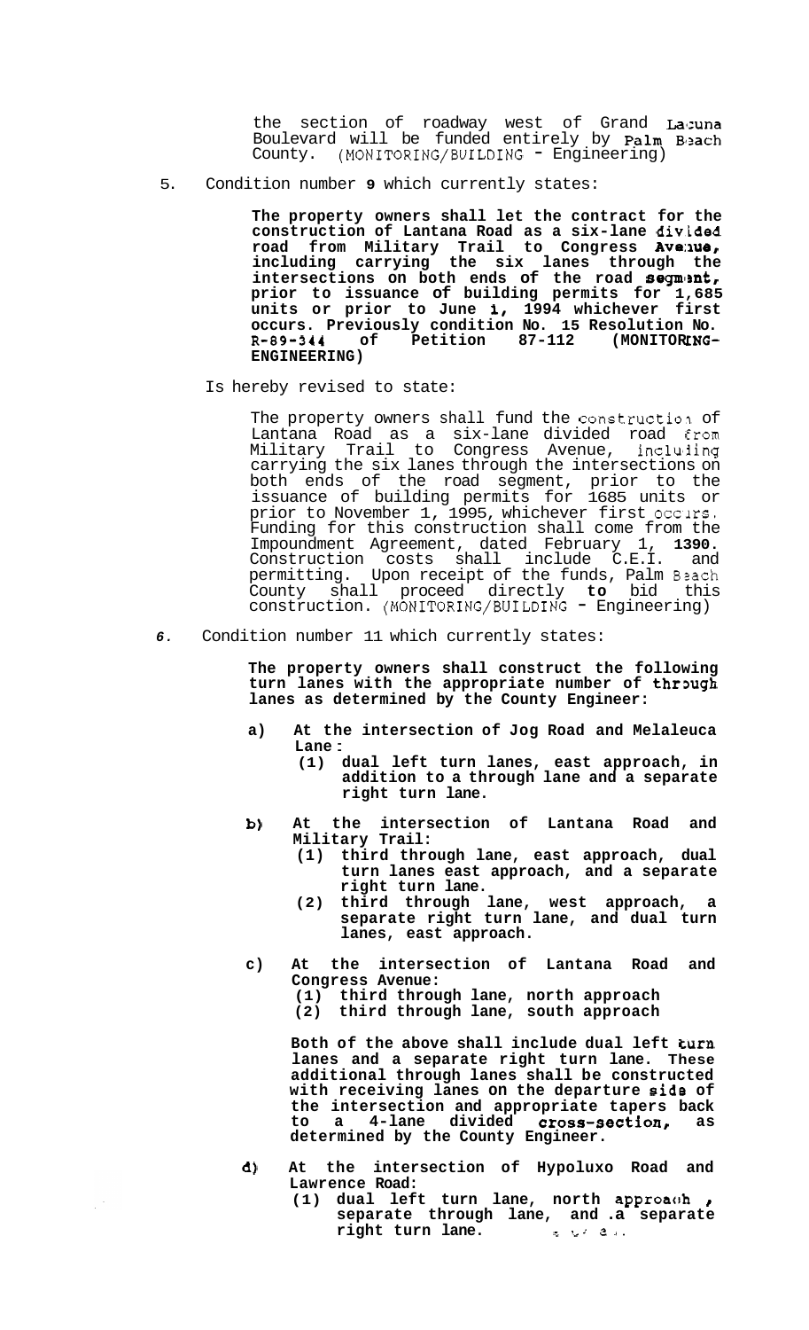the section of roadway west of Grand Laguna Boulevard will be funded entirely by Palm Beach County. (MONITORING/BUILDING - Engineering)

5. Condition number 9 which currently states:

   **The property owners shall let the contract for the construction of Lantana Road as a six-lane divided road from Military Trail to Congress Avenue, including carrying the six lanes through the intersections on both ends of the road segment, prior to issuance of building permits for 1,685 units or prior to June 1, 1994 whichever first occurs. Previously condition No. 15 Resolution No. R-89-344 of Petition 87-112 (MONITORING-ENGINEERING)**

   Is hereby revised to state:

   The property owners shall fund the construction of Lantana Road as a six-lane divided road from Military Trail to Congress Avenue, including carrying the six lanes through the intersections on both ends of the road segment, prior to the issuance of building permits for 1685 units or prior to November 1, 1995, whichever first occurs. Funding for this construction shall come from the Impoundment Agreement, dated February 1, **1390.** Construction costs shall include C.E.I. and permitting. Upon receipt of the funds, Palm Beach County shall proceed directly **to** bid this construction. (MONITORING/BUILDING - Engineering)

6. Condition number 11 which currently states:

   **The property owners shall construct the following turn lanes with the appropriate number of through lanes as determined by the County Engineer:**

   **a) At the intersection of Jog Road and Melaleuca Lane:**
      **(1) dual left turn lanes, east approach, in addition to a through lane and a separate right turn lane.**

   **b) At the intersection of Lantana Road and Military Trail:**
      **(1) third through lane, east approach, dual turn lanes east approach, and a separate right turn lane.**
      **(2) third through lane, west approach, a separate right turn lane, and dual turn lanes, east approach.**

   **c) At the intersection of Lantana Road and Congress Avenue:**
      **(1) third through lane, north approach**
      **(2) third through lane, south approach**

   **Both of the above shall include dual left turn lanes and a separate right turn lane. These additional through lanes shall be constructed with receiving lanes on the departure side of the intersection and appropriate tapers back to a 4-lane divided cross-section, as determined by the County Engineer.**

   **d) At the intersection of Hypoluxo Road and Lawrence Road:**
      **(1) dual left turn lane, north approach, separate through lane, and a separate right turn lane.**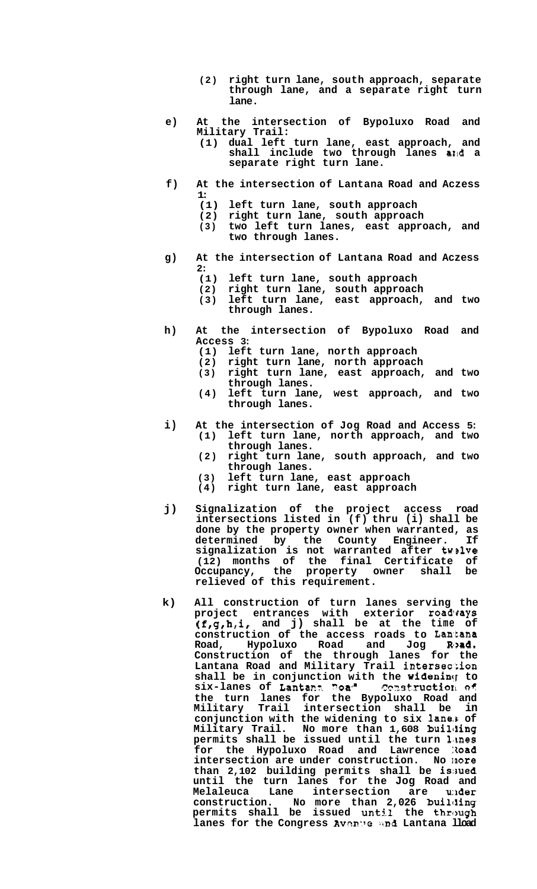(2) right turn lane, south approach, separate through lane, and a separate right turn lane.

e) At the intersection of Bypoluxo Road and Military Trail:
   (1) dual left turn lane, east approach, and shall include two through lanes and a separate right turn lane.

f) At the intersection of Lantana Road and Aczess 1:
   (1) left turn lane, south approach
   (2) right turn lane, south approach
   (3) two left turn lanes, east approach, and two through lanes.

g) At the intersection of Lantana Road and Aczess 2:
   (1) left turn lane, south approach
   (2) right turn lane, south approach
   (3) left turn lane, east approach, and two through lanes.

h) At the intersection of Bypoluxo Road and Access 3:
   (1) left turn lane, north approach
   (2) right turn lane, north approach
   (3) right turn lane, east approach, and two through lanes.
   (4) left turn lane, west approach, and two through lanes.

i) At the intersection of Jog Road and Access 5:
   (1) left turn lane, north approach, and two through lanes.
   (2) right turn lane, south approach, and two through lanes.
   (3) left turn lane, east approach
   (4) right turn lane, east approach

j) Signalization of the project access road intersections listed in (f) thru (i) shall be done by the property owner when warranted, as determined by the County Engineer. If signalization is not warranted after twelve (12) months of the final Certificate of Occupancy, the property owner shall be relieved of this requirement.

k) All construction of turn lanes serving the project entrances with exterior roadways (f,g,h,i, and j) shall be at the time of construction of the access roads to Lantana Road, Hypoluxo Road and Jog Road. Construction of the through lanes for the Lantana Road and Military Trail intersection shall be in conjunction with the widening to six-lanes of Lantana Road. Construction of the turn lanes for the Bypoluxo Road and Military Trail intersection shall be in conjunction with the widening to six lanes of Military Trail. No more than 1,608 building permits shall be issued until the turn lanes for the Hypoluxo Road and Lawrence Road intersection are under construction. No more than 2,102 building permits shall be issued until the turn lanes for the Jog Road and Melaleuca Lane intersection are under construction. No more than 2,026 building permits shall be issued until the through lanes for the Congress Avenue and Lantana Road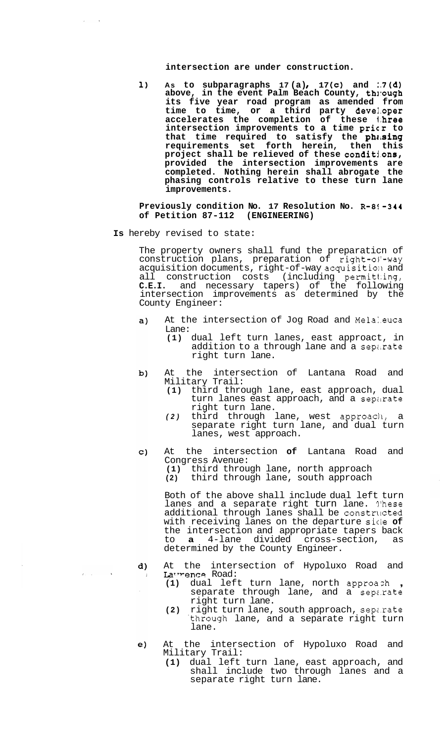**intersection are under construction.**

**1) As to subparagraphs 17(a), 17(c) and 17(d) above, in the event Palm Beach County, through its five year road program as amended from time to time, or a third party developer accelerates the completion of these three intersection improvements to a time prior to that time required to satisfy the phasing requirements set forth herein, then this project shall be relieved of these conditions, provided the intersection improvements are completed. Nothing herein shall abrogate the phasing controls relative to these turn lane improvements.**

**Previously condition No. 17 Resolution No. R-89-344 of Petition 87-112 (ENGINEERING)**

**Is** hereby revised to state:

The property owners shall fund the preparation of construction plans, preparation of right-of-way acquisition documents, right-of-way acquisition and all construction costs (including permitting, **C.E.I.** and necessary tapers) of the following intersection improvements as determined by the County Engineer:

a) At the intersection of Jog Road and Melaleuca Lane:
   **(1)** dual left turn lanes, east approact, in addition to a through lane and a separate right turn lane.

b) At the intersection of Lantana Road and Military Trail:
   **(1)** third through lane, east approach, dual turn lanes east approach, and a separate right turn lane.
   *(2)* third through lane, west approach, a separate right turn lane, and dual turn lanes, west approach.

c) At the intersection **of** Lantana Road and Congress Avenue:
   **(1)** third through lane, north approach
   **(2)** third through lane, south approach

   Both of the above shall include dual left turn lanes and a separate right turn lane. These additional through lanes shall be constructed with receiving lanes on the departure side **of** the intersection and appropriate tapers back to **a** 4-lane divided cross-section, as determined by the County Engineer.

d) At the intersection of Hypoluxo Road and Lawrence Road:
   **(1)** dual left turn lane, north approach, separate through lane, and a separate right turn lane.
   **(2)** right turn lane, south approach, separate through lane, and a separate right turn lane.

e) At the intersection of Hypoluxo Road and Military Trail:
   **(1)** dual left turn lane, east approach, and shall include two through lanes and a separate right turn lane.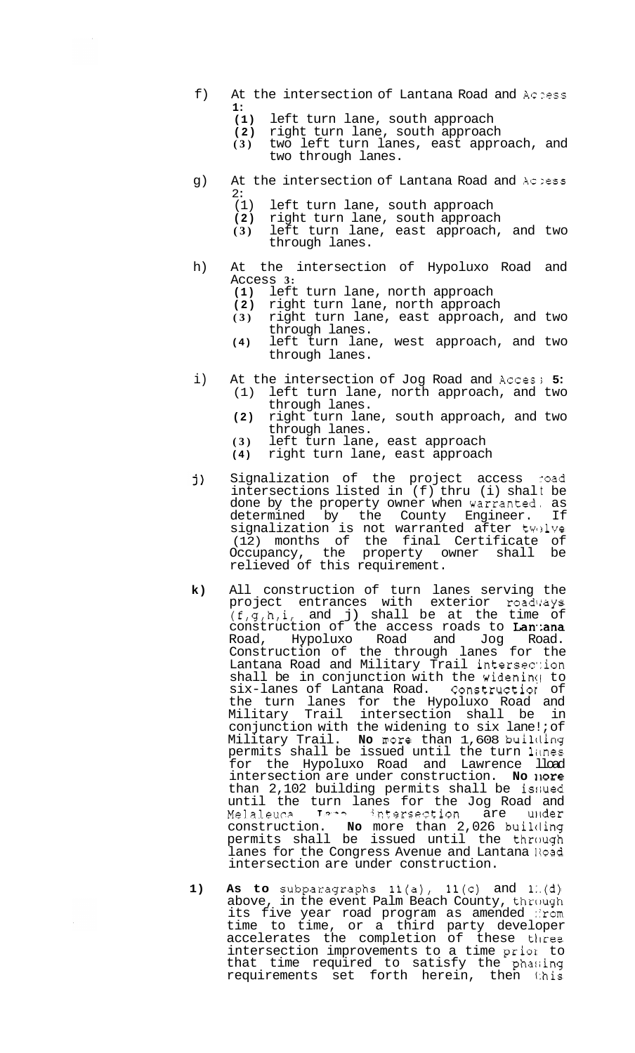f) At the intersection of Lantana Road and Access 1:
   (1) left turn lane, south approach
   (2) right turn lane, south approach
   (3) two left turn lanes, east approach, and two through lanes.

g) At the intersection of Lantana Road and Access 2:
   (1) left turn lane, south approach
   (2) right turn lane, south approach
   (3) left turn lane, east approach, and two through lanes.

h) At the intersection of Hypoluxo Road and Access 3:
   (1) left turn lane, north approach
   (2) right turn lane, north approach
   (3) right turn lane, east approach, and two through lanes.
   (4) left turn lane, west approach, and two through lanes.

i) At the intersection of Jog Road and Access 5:
   (1) left turn lane, north approach, and two through lanes.
   (2) right turn lane, south approach, and two through lanes.
   (3) left turn lane, east approach
   (4) right turn lane, east approach

j) Signalization of the project access road intersections listed in (f) thru (i) shall be done by the property owner when warranted, as determined by the County Engineer. If signalization is not warranted after twelve (12) months of the final Certificate of Occupancy, the property owner shall be relieved of this requirement.

k) All construction of turn lanes serving the project entrances with exterior roadways (f,g,h,i, and j) shall be at the time of construction of the access roads to Lantana Road, Hypoluxo Road and Jog Road. Construction of the through lanes for the Lantana Road and Military Trail intersection shall be in conjunction with the widening to six-lanes of Lantana Road. Construction of the turn lanes for the Hypoluxo Road and Military Trail intersection shall be in conjunction with the widening to six lanes of Military Trail. No more than 1,608 building permits shall be issued until the turn lanes for the Hypoluxo Road and Lawrence Road intersection are under construction. No more than 2,102 building permits shall be issued until the turn lanes for the Jog Road and Melaleuca Lane intersection are under construction. No more than 2,026 building permits shall be issued until the through lanes for the Congress Avenue and Lantana Road intersection are under construction.

l) As to subparagraphs 11(a), 11(c) and 11(d) above, in the event Palm Beach County, through its five year road program as amended from time to time, or a third party developer accelerates the completion of these three intersection improvements to a time prior to that time required to satisfy the phasing requirements set forth herein, then this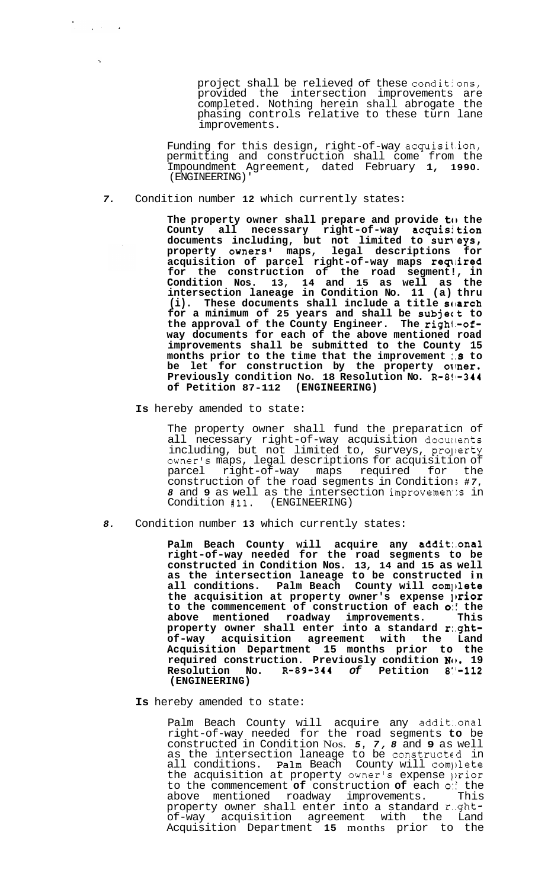project shall be relieved of these conditions, provided the intersection improvements are completed. Nothing herein shall abrogate the phasing controls relative to these turn lane improvements.

Funding for this design, right-of-way acquisition, permitting and construction shall come from the Impoundment Agreement, dated February **1, 1990**. (ENGINEERING)'

*7.* Condition number **12** which currently states:

> **The property owner shall prepare and provide to the County all necessary right-of-way acquisition documents including, but not limited to surveys, property owners' maps, legal descriptions for acquisition of parcel right-of-way maps required for the construction of the road segment!, in Condition Nos. 13, 14 and 15 as well as the intersection laneage in Condition No. 11 (a) thru (i). These documents shall include a title search for a minimum of 25 years and shall be subject to the approval of the County Engineer. The right-of-way documents for each of the above mentioned road improvements shall be submitted to the County 15 months prior to the time that the improvement is to be let for construction by the property owner. Previously condition No. 18 Resolution No. R-89-344 of Petition 87-112 (ENGINEERING)**

**Is** hereby amended to state:

> The property owner shall fund the preparation of all necessary right-of-way acquisition documents including, but not limited to, surveys, property owner's maps, legal descriptions for acquisition of parcel right-of-way maps required for the construction of the road segments in Conditions #*7*, *8* and **9** as well as the intersection improvements in Condition #11. (ENGINEERING)

*8.* Condition number **13** which currently states:

> **Palm Beach County will acquire any additional right-of-way needed for the road segments to be constructed in Condition Nos. 13, 14 and 15 as well as the intersection laneage to be constructed in all conditions. Palm Beach County will complete the acquisition at property owner's expense prior to the commencement of construction of each of the above mentioned roadway improvements. This property owner shall enter into a standard right-of-way acquisition agreement with the Land Acquisition Department 15 months prior to the required construction. Previously condition No. 19 Resolution No. R-89-344** ***of*** **Petition 87-112 (ENGINEERING)**

**Is** hereby amended to state:

> Palm Beach County will acquire any additional right-of-way needed for the road segments **to** be constructed in Condition Nos. *5*, *7, 8* and **9** as well as the intersection laneage to be constructed in all conditions. Palm Beach County will complete the acquisition at property owner's expense prior to the commencement **of** construction **of** each of the above mentioned roadway improvements. This property owner shall enter into a standard right-of-way acquisition agreement with the Land Acquisition Department **15** months prior to the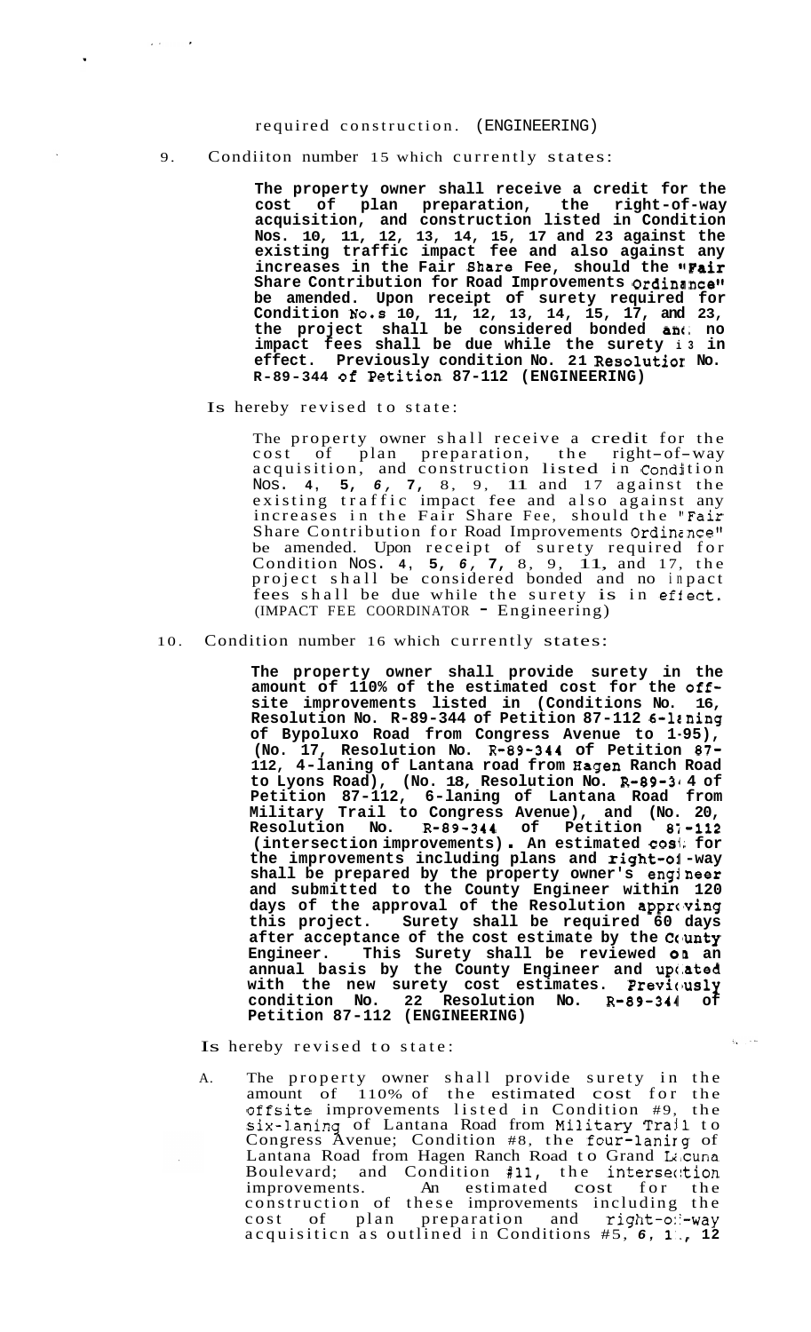required construction. (ENGINEERING)

9. Condiiton number 15 which currently states:

> **The property owner shall receive a credit for the cost of plan preparation, the right-of-way acquisition, and construction listed in Condition Nos. 10, 11, 12, 13, 14, 15, 17 and 23 against the existing traffic impact fee and also against any increases in the Fair Share Fee, should the "Fair Share Contribution for Road Improvements Ordinance" be amended. Upon receipt of surety required for Condition No.s 10, 11, 12, 13, 14, 15, 17, and 23, the project shall be considered bonded and no impact fees shall be due while the surety is in effect. Previously condition No. 21 Resolution No. R-89-344 of Petition 87-112 (ENGINEERING)**

Is hereby revised to state:

> The property owner shall receive a credit for the cost of plan preparation, the right-of-way acquisition, and construction listed in Condition Nos. 4, 5, 6, 7, 8, 9, 11 and 17 against the existing traffic impact fee and also against any increases in the Fair Share Fee, should the "Fair Share Contribution for Road Improvements Ordinance" be amended. Upon receipt of surety required for Condition Nos. 4, 5, 6, 7, 8, 9, 11, and 17, the project shall be considered bonded and no impact fees shall be due while the surety is in effect. (IMPACT FEE COORDINATOR - Engineering)

10. Condition number 16 which currently states:

> **The property owner shall provide surety in the amount of 110% of the estimated cost for the off-site improvements listed in (Conditions No. 16, Resolution No. R-89-344 of Petition 87-112 6-laning of Bypoluxo Road from Congress Avenue to I-95), (No. 17, Resolution No. R-89-344 of Petition 87-112, 4-laning of Lantana road from Hagen Ranch Road to Lyons Road), (No. 18, Resolution No. R-89-344 of Petition 87-112, 6-laning of Lantana Road from Military Trail to Congress Avenue), and (No. 20, Resolution No. R-89-344 of Petition 87-112 (intersection improvements). An estimated cost for the improvements including plans and right-of-way shall be prepared by the property owner's engineer and submitted to the County Engineer within 120 days of the approval of the Resolution approving this project. Surety shall be required 60 days after acceptance of the cost estimate by the County Engineer. This Surety shall be reviewed on an annual basis by the County Engineer and updated with the new surety cost estimates. Previously condition No. 22 Resolution No. R-89-344 of Petition 87-112 (ENGINEERING)**

Is hereby revised to state:

A. The property owner shall provide surety in the amount of 110% of the estimated cost for the offsite improvements listed in Condition #9, the six-laning of Lantana Road from Military Trail to Congress Avenue; Condition #8, the four-laning of Lantana Road from Hagen Ranch Road to Grand Lacuna Boulevard; and Condition #11, the intersection improvements. An estimated cost for the construction of these improvements including the cost of plan preparation and right-of-way acquisition as outlined in Conditions #5, 6, 1., 12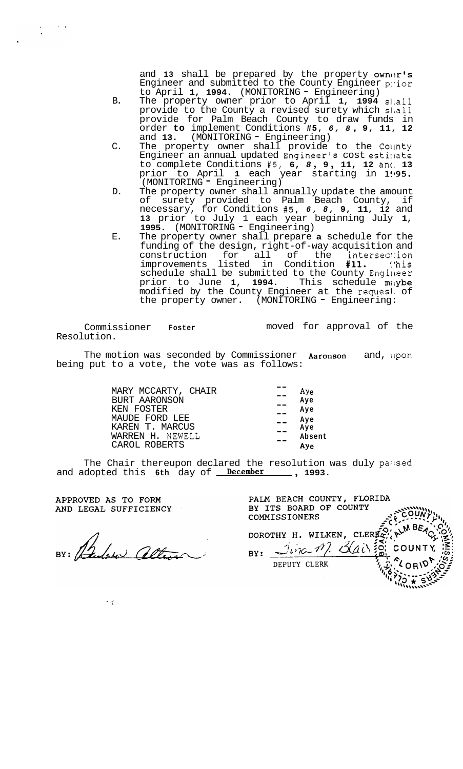and 13 shall be prepared by the property owner's Engineer and submitted to the County Engineer prior to April 1, 1994. (MONITORING - Engineering)

B. The property owner prior to April 1, 1994 shall provide to the County a revised surety which shall provide for Palm Beach County to draw funds in order to implement Conditions #5, 6, 8, 9, 11, 12 and 13. (MONITORING - Engineering)

C. The property owner shall provide to the County Engineer an annual updated Engineer's cost estimate to complete Conditions #5, 6, 8, 9, 11, 12 and 13 prior to April 1 each year starting in 1995. (MONITORING - Engineering)

D. The property owner shall annually update the amount of surety provided to Palm Beach County, if necessary, for Conditions #5, 6, 8, 9, 11, 12 and 13 prior to July 1 each year beginning July 1, 1995. (MONITORING - Engineering)

E. The property owner shall prepare a schedule for the funding of the design, right-of-way acquisition and construction for all of the intersection improvements listed in Condition #11. This schedule shall be submitted to the County Engineer prior to June 1, 1994. This schedule maybe modified by the County Engineer at the request of the property owner. (MONITORING - Engineering:

Commissioner **Foster** moved for approval of the Resolution.

The motion was seconded by Commissioner **Aaronson** and, upon being put to a vote, the vote was as follows:

| | | |
|---|---|---|
| MARY MCCARTY, CHAIR | -- | Aye |
| BURT AARONSON | -- | Aye |
| KEN FOSTER | -- | Aye |
| MAUDE FORD LEE | -- | Aye |
| KAREN T. MARCUS | -- | Aye |
| WARREN H. NEWELL | -- | Absent |
| CAROL ROBERTS | -- | Aye |

The Chair thereupon declared the resolution was duly passed and adopted this 6th day of December, 1993.

APPROVED AS TO FORM AND LEGAL SUFFICIENCY

BY: [signature]

PALM BEACH COUNTY, FLORIDA BY ITS BOARD OF COUNTY COMMISSIONERS

DOROTHY H. WILKEN, CLERK

BY: [signature]

DEPUTY CLERK